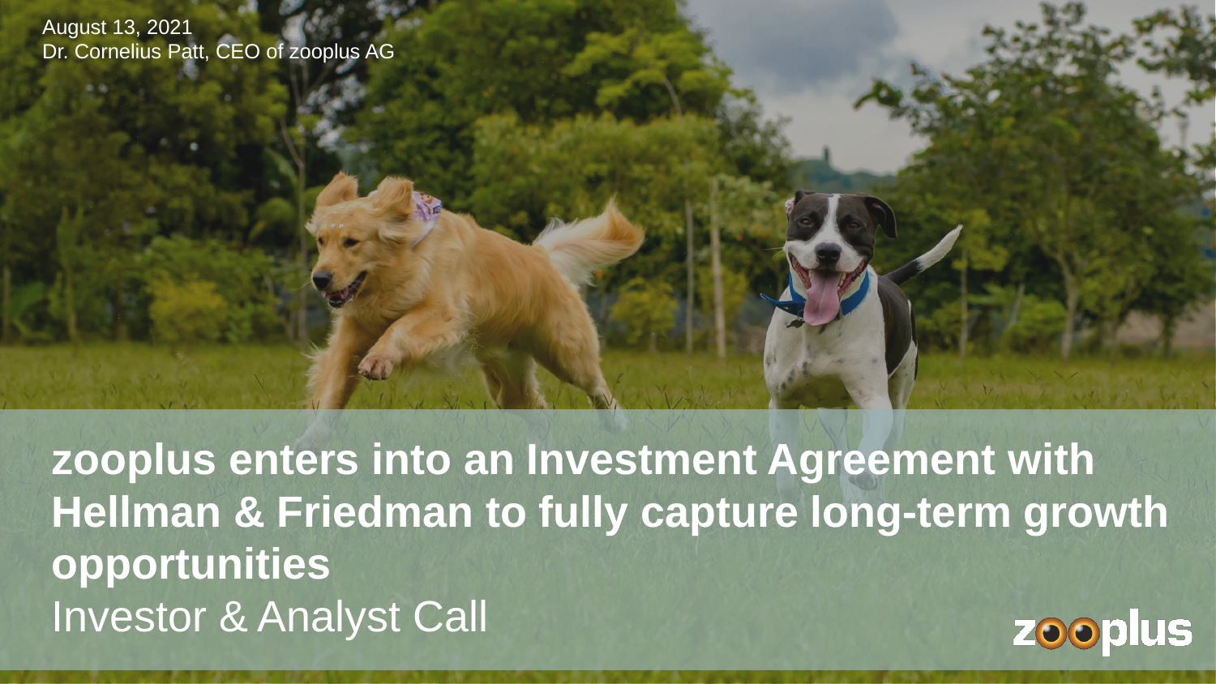August 13, 2021
Dr. Cornelius Patt, CEO of zooplus AG

# zooplus enters into an Investment Agreement with Hellman & Friedman to fully capture long-term growth opportunities

Investor & Analyst Call

zooplus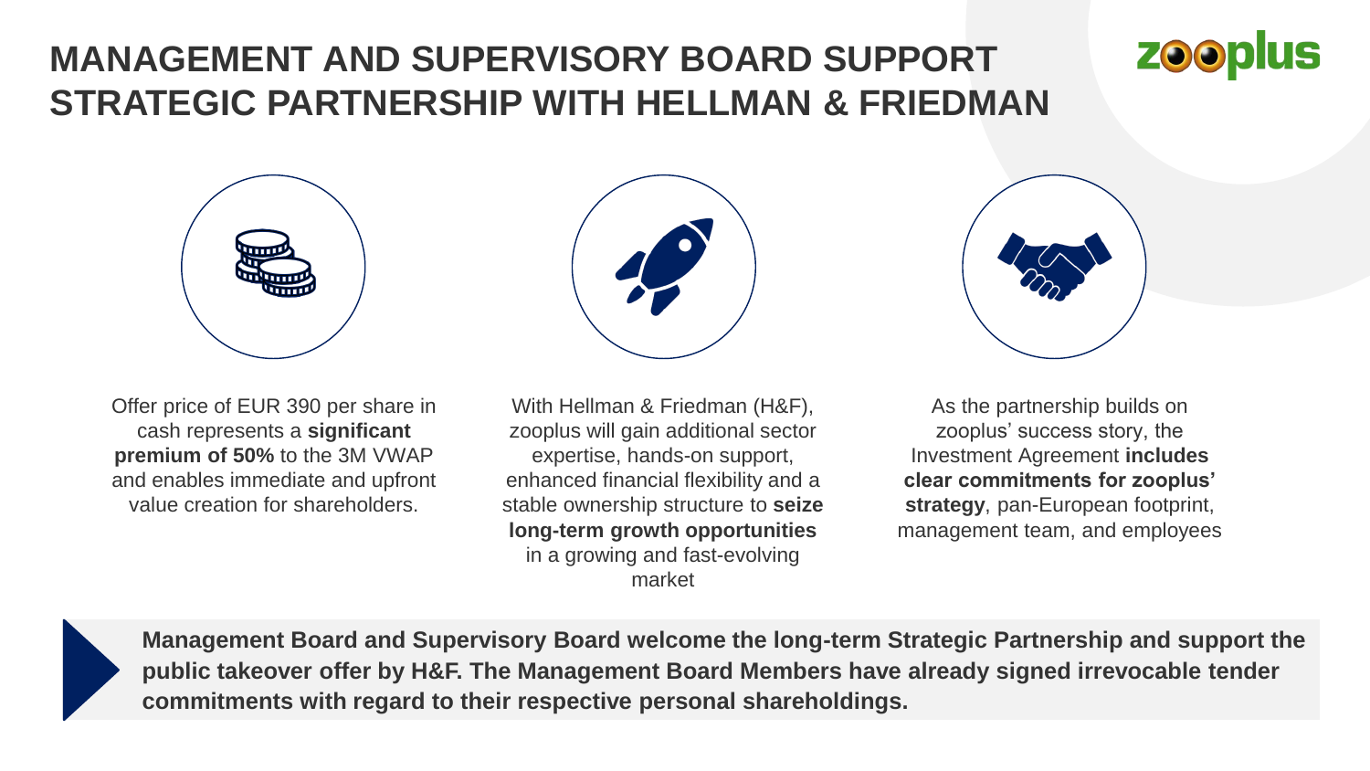# MANAGEMENT AND SUPERVISORY BOARD SUPPORT STRATEGIC PARTNERSHIP WITH HELLMAN & FRIEDMAN

Offer price of EUR 390 per share in cash represents a **significant premium of 50%** to the 3M VWAP and enables immediate and upfront value creation for shareholders.

With Hellman & Friedman (H&F), zooplus will gain additional sector expertise, hands-on support, enhanced financial flexibility and a stable ownership structure to **seize long-term growth opportunities** in a growing and fast-evolving market

As the partnership builds on zooplus' success story, the Investment Agreement **includes clear commitments for zooplus' strategy**, pan-European footprint, management team, and employees

**Management Board and Supervisory Board welcome the long-term Strategic Partnership and support the public takeover offer by H&F. The Management Board Members have already signed irrevocable tender commitments with regard to their respective personal shareholdings.**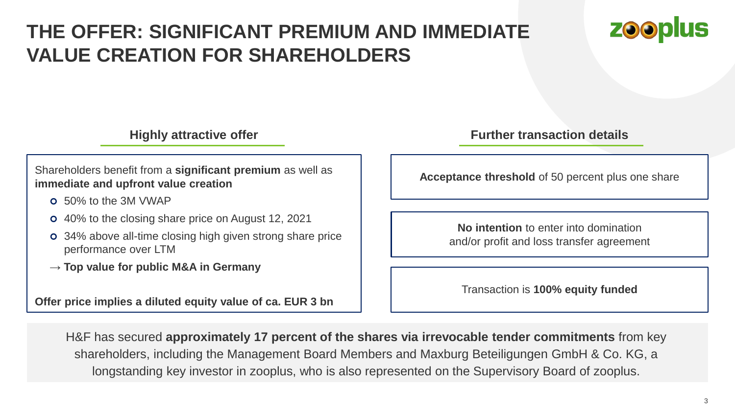# THE OFFER: SIGNIFICANT PREMIUM AND IMMEDIATE VALUE CREATION FOR SHAREHOLDERS

## Highly attractive offer

Shareholders benefit from a **significant premium** as well as **immediate and upfront value creation**

- 50% to the 3M VWAP
- 40% to the closing share price on August 12, 2021
- 34% above all-time closing high given strong share price performance over LTM

→ **Top value for public M&A in Germany**

**Offer price implies a diluted equity value of ca. EUR 3 bn**

## Further transaction details

**Acceptance threshold** of 50 percent plus one share

**No intention** to enter into domination and/or profit and loss transfer agreement

Transaction is **100% equity funded**

H&F has secured **approximately 17 percent of the shares via irrevocable tender commitments** from key shareholders, including the Management Board Members and Maxburg Beteiligungen GmbH & Co. KG, a longstanding key investor in zooplus, who is also represented on the Supervisory Board of zooplus.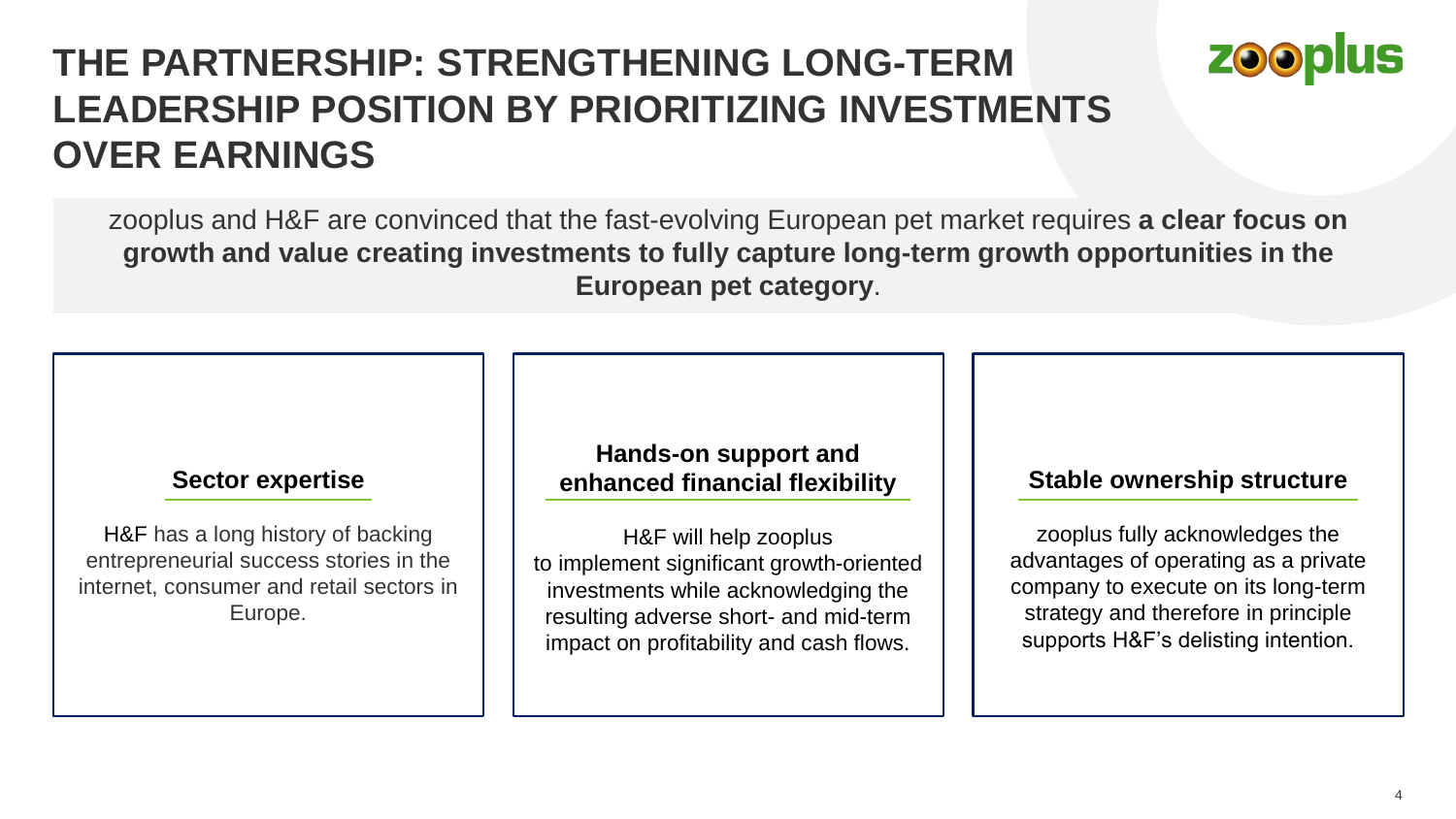# THE PARTNERSHIP: STRENGTHENING LONG-TERM LEADERSHIP POSITION BY PRIORITIZING INVESTMENTS OVER EARNINGS

zooplus

zooplus and H&F are convinced that the fast-evolving European pet market requires **a clear focus on growth and value creating investments to fully capture long-term growth opportunities in the European pet category**.

### Sector expertise

H&F has a long history of backing entrepreneurial success stories in the internet, consumer and retail sectors in Europe.

### Hands-on support and enhanced financial flexibility

H&F will help zooplus to implement significant growth-oriented investments while acknowledging the resulting adverse short- and mid-term impact on profitability and cash flows.

### Stable ownership structure

zooplus fully acknowledges the advantages of operating as a private company to execute on its long-term strategy and therefore in principle supports H&F's delisting intention.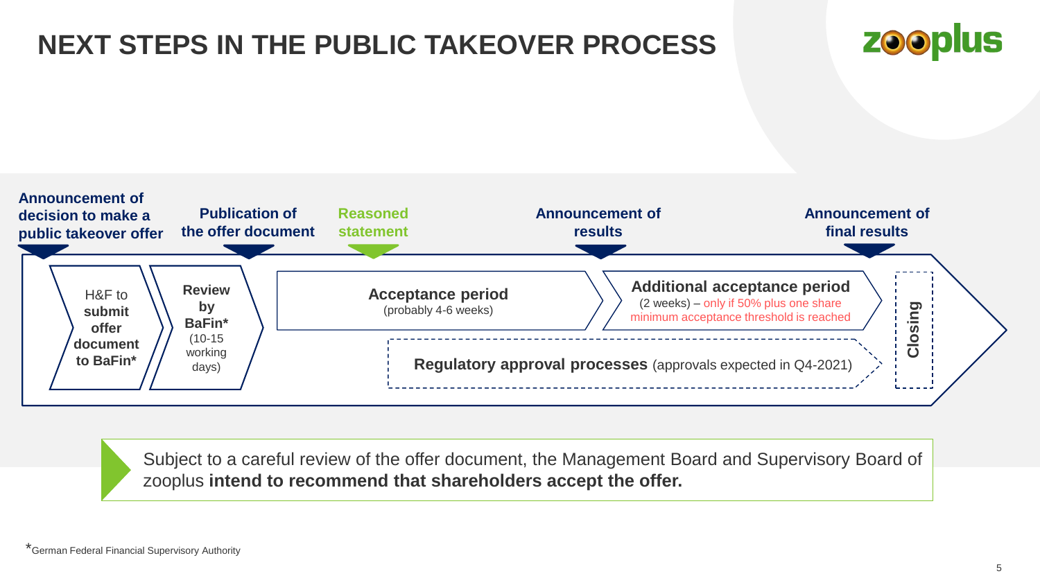# NEXT STEPS IN THE PUBLIC TAKEOVER PROCESS

**Announcement of decision to make a public takeover offer**

**Publication of the offer document**

**Reasoned statement**

**Announcement of results**

**Announcement of final results**

- H&F to **submit offer document to BaFin***
- **Review by BaFin*** (10-15 working days)
- **Acceptance period** (probably 4-6 weeks)
- **Additional acceptance period** (2 weeks) – only if 50% plus one share minimum acceptance threshold is reached
- **Regulatory approval processes** (approvals expected in Q4-2021)
- **Closing**

Subject to a careful review of the offer document, the Management Board and Supervisory Board of zooplus **intend to recommend that shareholders accept the offer.**

*German Federal Financial Supervisory Authority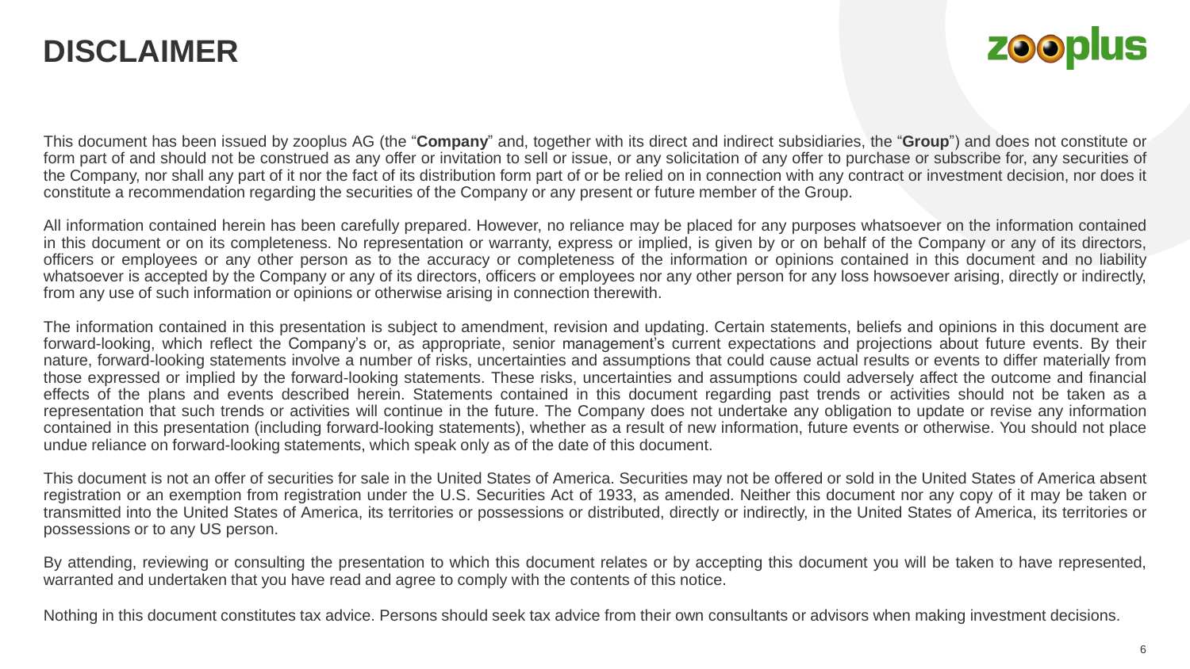# DISCLAIMER

This document has been issued by zooplus AG (the "**Company**" and, together with its direct and indirect subsidiaries, the "**Group**") and does not constitute or form part of and should not be construed as any offer or invitation to sell or issue, or any solicitation of any offer to purchase or subscribe for, any securities of the Company, nor shall any part of it nor the fact of its distribution form part of or be relied on in connection with any contract or investment decision, nor does it constitute a recommendation regarding the securities of the Company or any present or future member of the Group.

All information contained herein has been carefully prepared. However, no reliance may be placed for any purposes whatsoever on the information contained in this document or on its completeness. No representation or warranty, express or implied, is given by or on behalf of the Company or any of its directors, officers or employees or any other person as to the accuracy or completeness of the information or opinions contained in this document and no liability whatsoever is accepted by the Company or any of its directors, officers or employees nor any other person for any loss howsoever arising, directly or indirectly, from any use of such information or opinions or otherwise arising in connection therewith.

The information contained in this presentation is subject to amendment, revision and updating. Certain statements, beliefs and opinions in this document are forward-looking, which reflect the Company's or, as appropriate, senior management's current expectations and projections about future events. By their nature, forward-looking statements involve a number of risks, uncertainties and assumptions that could cause actual results or events to differ materially from those expressed or implied by the forward-looking statements. These risks, uncertainties and assumptions could adversely affect the outcome and financial effects of the plans and events described herein. Statements contained in this document regarding past trends or activities should not be taken as a representation that such trends or activities will continue in the future. The Company does not undertake any obligation to update or revise any information contained in this presentation (including forward-looking statements), whether as a result of new information, future events or otherwise. You should not place undue reliance on forward-looking statements, which speak only as of the date of this document.

This document is not an offer of securities for sale in the United States of America. Securities may not be offered or sold in the United States of America absent registration or an exemption from registration under the U.S. Securities Act of 1933, as amended. Neither this document nor any copy of it may be taken or transmitted into the United States of America, its territories or possessions or distributed, directly or indirectly, in the United States of America, its territories or possessions or to any US person.

By attending, reviewing or consulting the presentation to which this document relates or by accepting this document you will be taken to have represented, warranted and undertaken that you have read and agree to comply with the contents of this notice.

Nothing in this document constitutes tax advice. Persons should seek tax advice from their own consultants or advisors when making investment decisions.